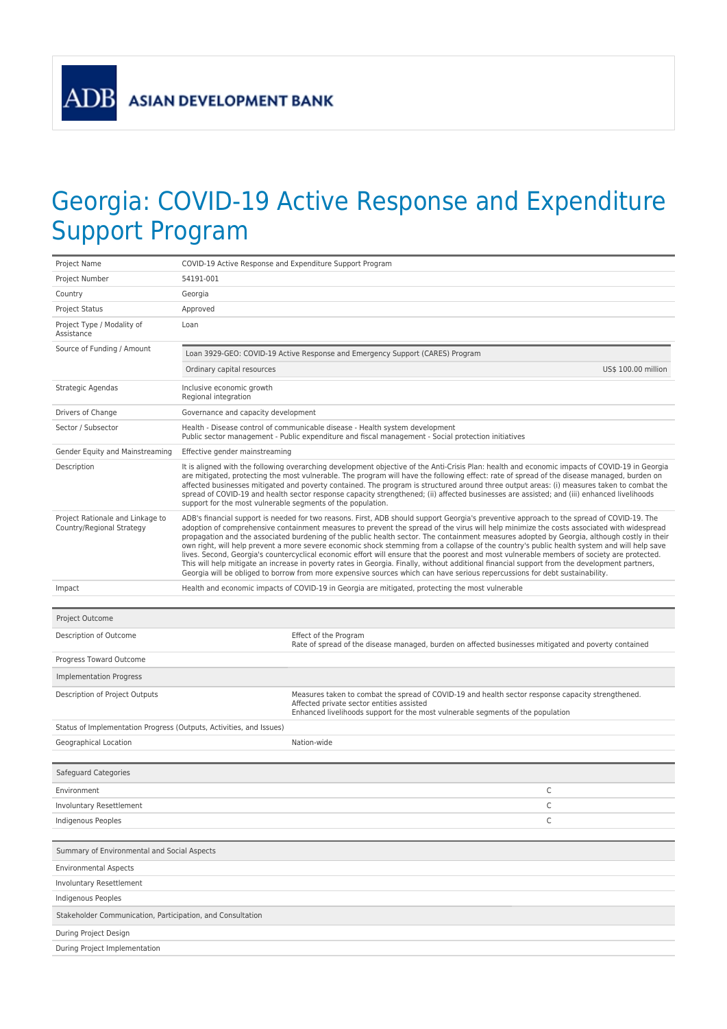ADB ASIAN DEVELOPMENT BANK

# Georgia: COVID-19 Active Response and Expenditure Support Program

| | |
|---|---|
| Project Name | COVID-19 Active Response and Expenditure Support Program |
| Project Number | 54191-001 |
| Country | Georgia |
| Project Status | Approved |
| Project Type / Modality of Assistance | Loan |
| Source of Funding / Amount | Loan 3929-GEO: COVID-19 Active Response and Emergency Support (CARES) Program<br>Ordinary capital resources — US$ 100.00 million |
| Strategic Agendas | Inclusive economic growth<br>Regional integration |
| Drivers of Change | Governance and capacity development |
| Sector / Subsector | Health - Disease control of communicable disease - Health system development<br>Public sector management - Public expenditure and fiscal management - Social protection initiatives |
| Gender Equity and Mainstreaming | Effective gender mainstreaming |
| Description | It is aligned with the following overarching development objective of the Anti-Crisis Plan: health and economic impacts of COVID-19 in Georgia are mitigated, protecting the most vulnerable. The program will have the following effect: rate of spread of the disease managed, burden on affected businesses mitigated and poverty contained. The program is structured around three output areas: (i) measures taken to combat the spread of COVID-19 and health sector response capacity strengthened; (ii) affected businesses are assisted; and (iii) enhanced livelihoods support for the most vulnerable segments of the population. |
| Project Rationale and Linkage to Country/Regional Strategy | ADB's financial support is needed for two reasons. First, ADB should support Georgia's preventive approach to the spread of COVID-19. The adoption of comprehensive containment measures to prevent the spread of the virus will help minimize the costs associated with widespread propagation and the associated burdening of the public health sector. The containment measures adopted by Georgia, although costly in their own right, will help prevent a more severe economic shock stemming from a collapse of the country's public health system and will help save lives. Second, Georgia's countercyclical economic effort will ensure that the poorest and most vulnerable members of society are protected. This will help mitigate an increase in poverty rates in Georgia. Finally, without additional financial support from the development partners, Georgia will be obliged to borrow from more expensive sources which can have serious repercussions for debt sustainability. |
| Impact | Health and economic impacts of COVID-19 in Georgia are mitigated, protecting the most vulnerable |

| Project Outcome | |
|---|---|
| Description of Outcome | Effect of the Program<br>Rate of spread of the disease managed, burden on affected businesses mitigated and poverty contained |
| Progress Toward Outcome | |
| **Implementation Progress** | |
| Description of Project Outputs | Measures taken to combat the spread of COVID-19 and health sector response capacity strengthened.<br>Affected private sector entities assisted<br>Enhanced livelihoods support for the most vulnerable segments of the population |
| Status of Implementation Progress (Outputs, Activities, and Issues) | |
| Geographical Location | Nation-wide |

| Safeguard Categories | |
|---|---|
| Environment | C |
| Involuntary Resettlement | C |
| Indigenous Peoples | C |

| Summary of Environmental and Social Aspects | |
|---|---|
| Environmental Aspects | |
| Involuntary Resettlement | |
| Indigenous Peoples | |
| **Stakeholder Communication, Participation, and Consultation** | |
| During Project Design | |
| During Project Implementation | |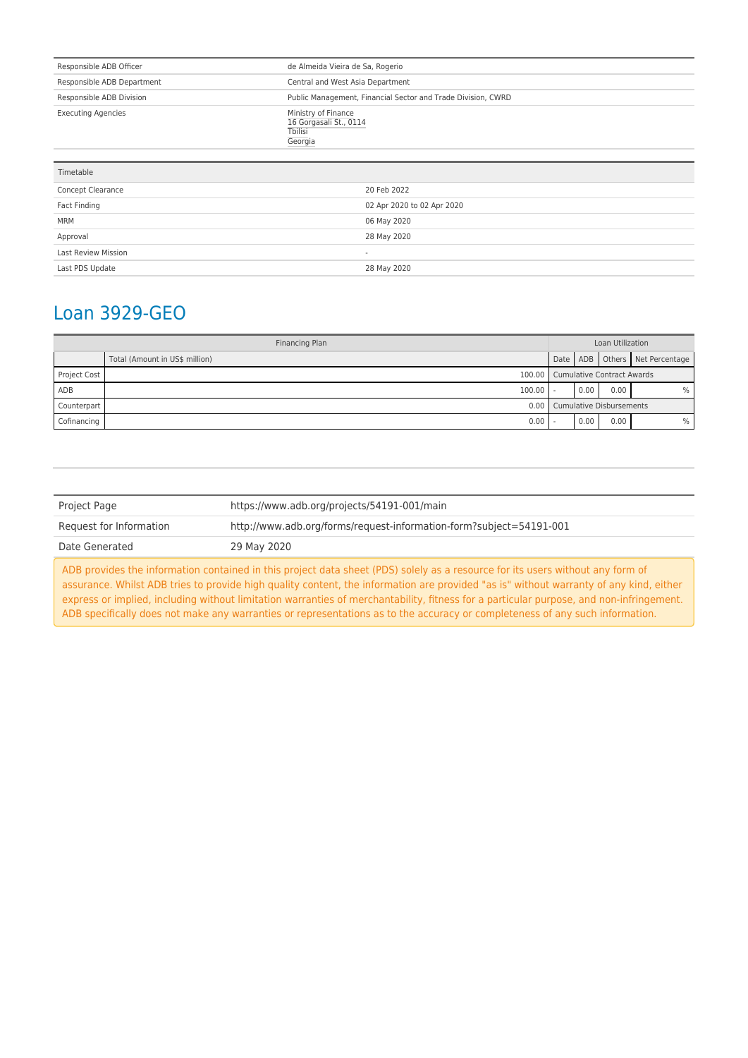| | |
|---|---|
| Responsible ADB Officer | de Almeida Vieira de Sa, Rogerio |
| Responsible ADB Department | Central and West Asia Department |
| Responsible ADB Division | Public Management, Financial Sector and Trade Division, CWRD |
| Executing Agencies | Ministry of Finance<br>16 Gorgasali St., 0114<br>Tbilisi<br>Georgia |

| Timetable | |
|---|---|
| Concept Clearance | 20 Feb 2022 |
| Fact Finding | 02 Apr 2020 to 02 Apr 2020 |
| MRM | 06 May 2020 |
| Approval | 28 May 2020 |
| Last Review Mission | - |
| Last PDS Update | 28 May 2020 |

## Loan 3929-GEO

| Financing Plan | | Loan Utilization | | | |
|---|---|---|---|---|---|
| | Total (Amount in US$ million) | Date | ADB | Others | Net Percentage |
| Project Cost | 100.00 | Cumulative Contract Awards | | | |
| ADB | 100.00 | - | 0.00 | 0.00 | % |
| Counterpart | 0.00 | Cumulative Disbursements | | | |
| Cofinancing | 0.00 | - | 0.00 | 0.00 | % |

| | |
|---|---|
| Project Page | https://www.adb.org/projects/54191-001/main |
| Request for Information | http://www.adb.org/forms/request-information-form?subject=54191-001 |
| Date Generated | 29 May 2020 |

ADB provides the information contained in this project data sheet (PDS) solely as a resource for its users without any form of assurance. Whilst ADB tries to provide high quality content, the information are provided "as is" without warranty of any kind, either express or implied, including without limitation warranties of merchantability, fitness for a particular purpose, and non-infringement. ADB specifically does not make any warranties or representations as to the accuracy or completeness of any such information.